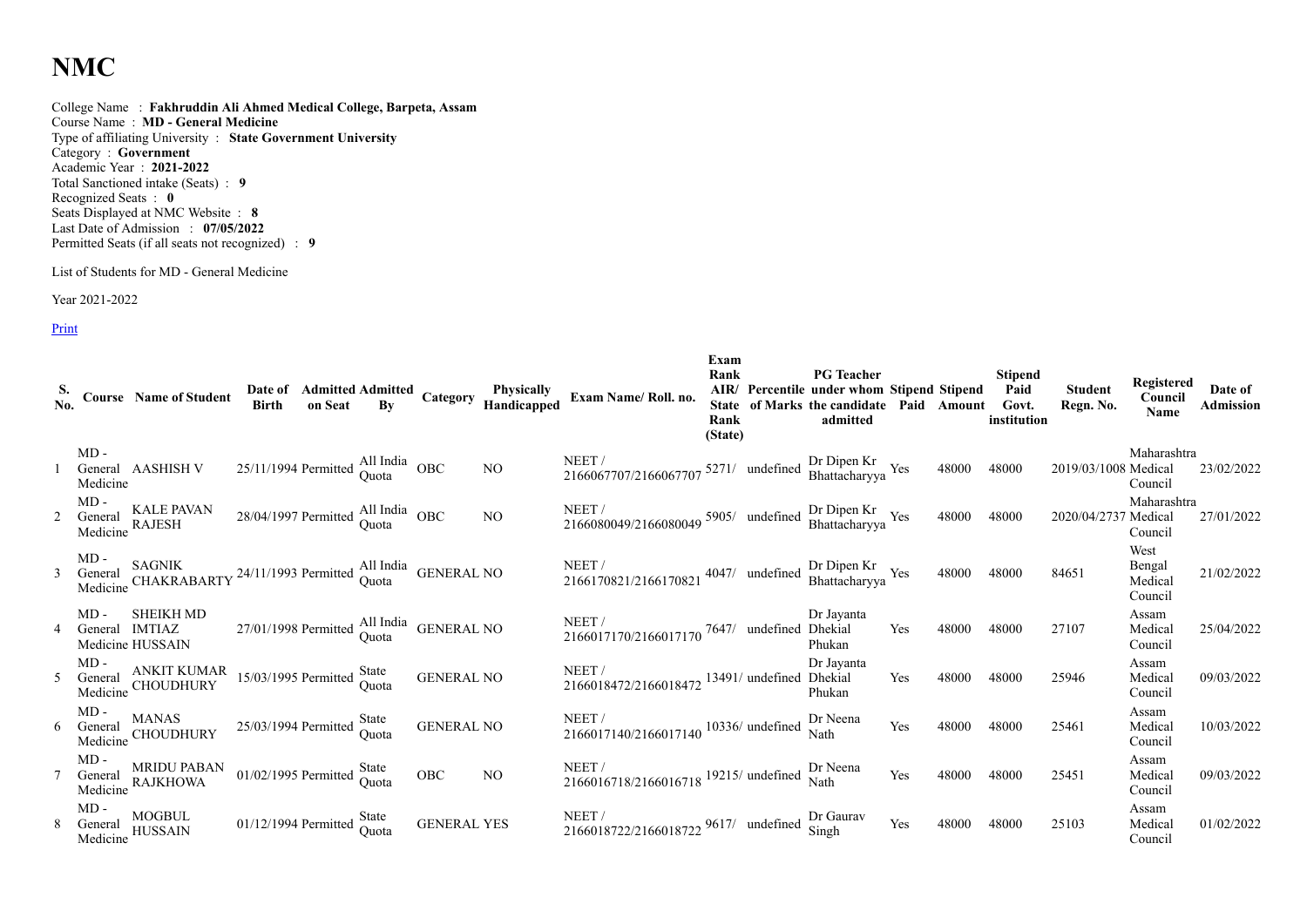# NMC

College Name : **Fakhruddin Ali Ahmed Medical College, Barpeta, Assam**
Course Name : **MD - General Medicine**
Type of affiliating University : **State Government University**
Category : **Government**
Academic Year : **2021-2022**
Total Sanctioned intake (Seats) : **9**
Recognized Seats : **0**
Seats Displayed at NMC Website : **8**
Last Date of Admission : **07/05/2022**
Permitted Seats (if all seats not recognized) : **9**

List of Students for MD - General Medicine

Year 2021-2022

Print

| S. No. | Course | Name of Student | Date of Birth | Admitted on Seat | Admitted By | Category | Physically Handicapped | Exam Name/ Roll. no. | Exam Rank AIR/ State Rank (State) | Percentile of Marks | PG Teacher under whom the candidate admitted | Stipend Paid | Stipend Amount | Stipend Paid Govt. institution | Student Regn. No. | Registered Council Name | Date of Admission |
|---|---|---|---|---|---|---|---|---|---|---|---|---|---|---|---|---|---|
| 1 | MD - General Medicine | AASHISH V | 25/11/1994 | Permitted | All India Quota | OBC | NO | NEET / 2166067707/2166067707 | 5271/ | undefined | Dr Dipen Kr Bhattacharyya | Yes | 48000 | 48000 | 2019/03/1008 | Maharashtra Medical Council | 23/02/2022 |
| 2 | MD - General Medicine | KALE PAVAN RAJESH | 28/04/1997 | Permitted | All India Quota | OBC | NO | NEET / 2166080049/2166080049 | 5905/ | undefined | Dr Dipen Kr Bhattacharyya | Yes | 48000 | 48000 | 2020/04/2737 | Maharashtra Medical Council | 27/01/2022 |
| 3 | MD - General Medicine | SAGNIK CHAKRABARTY | 24/11/1993 | Permitted | All India Quota | GENERAL | NO | NEET / 2166170821/2166170821 | 4047/ | undefined | Dr Dipen Kr Bhattacharyya | Yes | 48000 | 48000 | 84651 | West Bengal Medical Council | 21/02/2022 |
| 4 | MD - General Medicine | SHEIKH MD IMTIAZ HUSSAIN | 27/01/1998 | Permitted | All India Quota | GENERAL | NO | NEET / 2166017170/2166017170 | 7647/ | undefined | Dr Jayanta Dhekial Phukan | Yes | 48000 | 48000 | 27107 | Assam Medical Council | 25/04/2022 |
| 5 | MD - General Medicine | ANKIT KUMAR CHOUDHURY | 15/03/1995 | Permitted | State Quota | GENERAL | NO | NEET / 2166018472/2166018472 | 13491/ | undefined | Dr Jayanta Dhekial Phukan | Yes | 48000 | 48000 | 25946 | Assam Medical Council | 09/03/2022 |
| 6 | MD - General Medicine | MANAS CHOUDHURY | 25/03/1994 | Permitted | State Quota | GENERAL | NO | NEET / 2166017140/2166017140 | 10336/ | undefined | Dr Neena Nath | Yes | 48000 | 48000 | 25461 | Assam Medical Council | 10/03/2022 |
| 7 | MD - General Medicine | MRIDU PABAN RAJKHOWA | 01/02/1995 | Permitted | State Quota | OBC | NO | NEET / 2166016718/2166016718 | 19215/ | undefined | Dr Neena Nath | Yes | 48000 | 48000 | 25451 | Assam Medical Council | 09/03/2022 |
| 8 | MD - General Medicine | MOGBUL HUSSAIN | 01/12/1994 | Permitted | State Quota | GENERAL | YES | NEET / 2166018722/2166018722 | 9617/ | undefined | Dr Gaurav Singh | Yes | 48000 | 48000 | 25103 | Assam Medical Council | 01/02/2022 |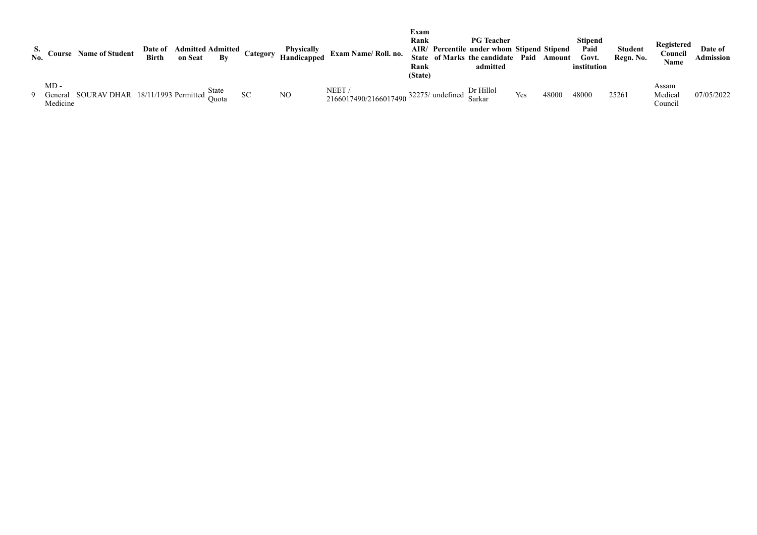| S. No. | Course | Name of Student | Date of Birth | Admitted on Seat | Admitted By | Category | Physically Handicapped | Exam Name/ Roll. no. | Exam Rank AIR/ State Rank (State) | Percentile of Marks | PG Teacher under whom the candidate admitted | Stipend Paid | Stipend Amount | Stipend Paid Govt. institution | Student Regn. No. | Registered Council Name | Date of Admission |
|---|---|---|---|---|---|---|---|---|---|---|---|---|---|---|---|---|---|
| 9 | MD - General Medicine | SOURAV DHAR | 18/11/1993 | Permitted | State Quota | SC | NO | NEET / 2166017490/2166017490 | 32275/ undefined | | Dr Hillol Sarkar | Yes | 48000 | 48000 | 25261 | Assam Medical Council | 07/05/2022 |